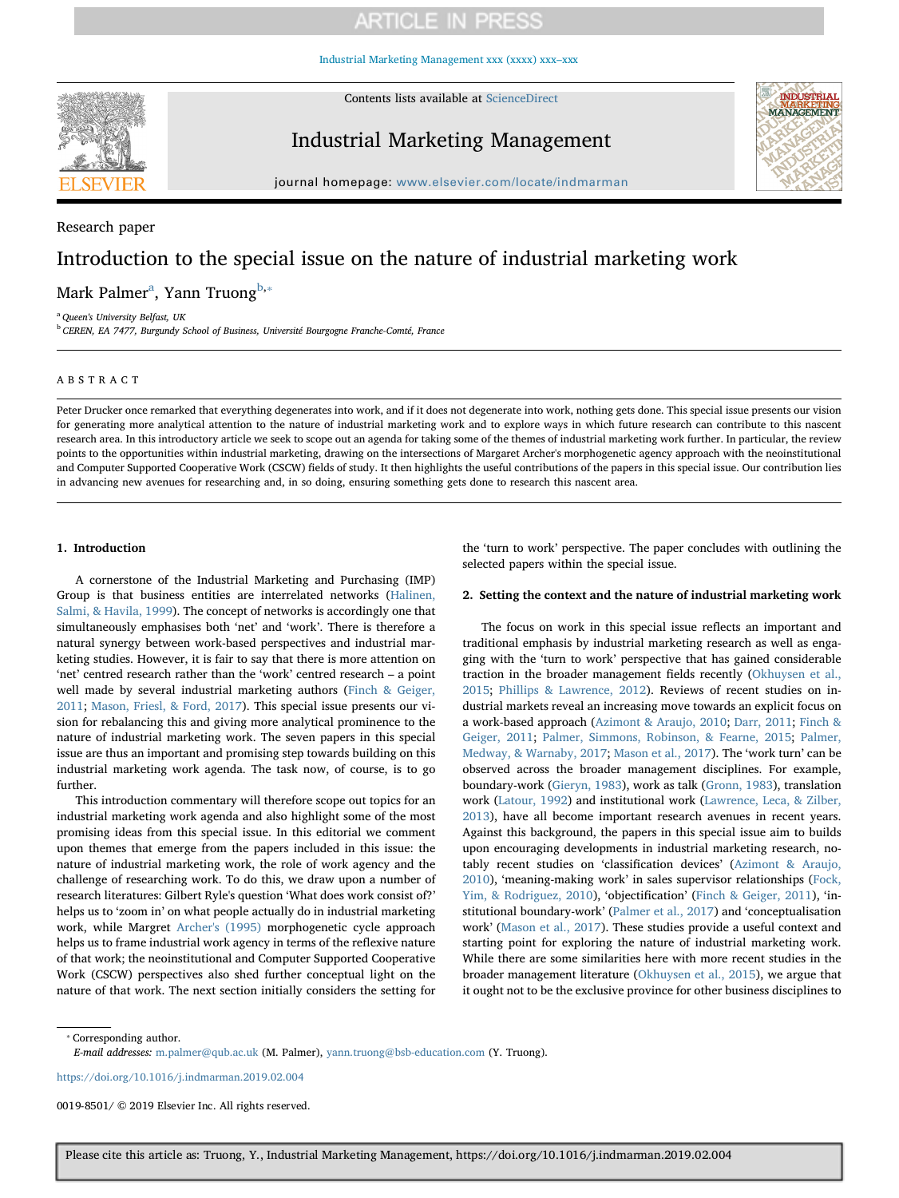Research paper

# Introduction to the special issue on the nature of industrial marketing work

Mark Palmer[a], Yann Truong[b,*]

[a] Queen's University Belfast, UK

[b] CEREN, EA 7477, Burgundy School of Business, Université Bourgogne Franche-Comté, France

## ABSTRACT

Peter Drucker once remarked that everything degenerates into work, and if it does not degenerate into work, nothing gets done. This special issue presents our vision for generating more analytical attention to the nature of industrial marketing work and to explore ways in which future research can contribute to this nascent research area. In this introductory article we seek to scope out an agenda for taking some of the themes of industrial marketing work further. In particular, the review points to the opportunities within industrial marketing, drawing on the intersections of Margaret Archer's morphogenetic agency approach with the neoinstitutional and Computer Supported Cooperative Work (CSCW) fields of study. It then highlights the useful contributions of the papers in this special issue. Our contribution lies in advancing new avenues for researching and, in so doing, ensuring something gets done to research this nascent area.

## 1. Introduction

A cornerstone of the Industrial Marketing and Purchasing (IMP) Group is that business entities are interrelated networks (Halinen, Salmi, & Havila, 1999). The concept of networks is accordingly one that simultaneously emphasises both 'net' and 'work'. There is therefore a natural synergy between work-based perspectives and industrial marketing studies. However, it is fair to say that there is more attention on 'net' centred research rather than the 'work' centred research – a point well made by several industrial marketing authors (Finch & Geiger, 2011; Mason, Friesl, & Ford, 2017). This special issue presents our vision for rebalancing this and giving more analytical prominence to the nature of industrial marketing work. The seven papers in this special issue are thus an important and promising step towards building on this industrial marketing work agenda. The task now, of course, is to go further.

This introduction commentary will therefore scope out topics for an industrial marketing work agenda and also highlight some of the most promising ideas from this special issue. In this editorial we comment upon themes that emerge from the papers included in this issue: the nature of industrial marketing work, the role of work agency and the challenge of researching work. To do this, we draw upon a number of research literatures: Gilbert Ryle's question 'What does work consist of?' helps us to 'zoom in' on what people actually do in industrial marketing work, while Margret Archer's (1995) morphogenetic cycle approach helps us to frame industrial work agency in terms of the reflexive nature of that work; the neoinstitutional and Computer Supported Cooperative Work (CSCW) perspectives also shed further conceptual light on the nature of that work. The next section initially considers the setting for the 'turn to work' perspective. The paper concludes with outlining the selected papers within the special issue.

## 2. Setting the context and the nature of industrial marketing work

The focus on work in this special issue reflects an important and traditional emphasis by industrial marketing research as well as engaging with the 'turn to work' perspective that has gained considerable traction in the broader management fields recently (Okhuysen et al., 2015; Phillips & Lawrence, 2012). Reviews of recent studies on industrial markets reveal an increasing move towards an explicit focus on a work-based approach (Azimont & Araujo, 2010; Darr, 2011; Finch & Geiger, 2011; Palmer, Simmons, Robinson, & Fearne, 2015; Palmer, Medway, & Warnaby, 2017; Mason et al., 2017). The 'work turn' can be observed across the broader management disciplines. For example, boundary-work (Gieryn, 1983), work as talk (Gronn, 1983), translation work (Latour, 1992) and institutional work (Lawrence, Leca, & Zilber, 2013), have all become important research avenues in recent years. Against this background, the papers in this special issue aim to builds upon encouraging developments in industrial marketing research, notably recent studies on 'classification devices' (Azimont & Araujo, 2010), 'meaning-making work' in sales supervisor relationships (Fock, Yim, & Rodriguez, 2010), 'objectification' (Finch & Geiger, 2011), 'institutional boundary-work' (Palmer et al., 2017) and 'conceptualisation work' (Mason et al., 2017). These studies provide a useful context and starting point for exploring the nature of industrial marketing work. While there are some similarities here with more recent studies in the broader management literature (Okhuysen et al., 2015), we argue that it ought not to be the exclusive province for other business disciplines to

\* Corresponding author.

*E-mail addresses:* m.palmer@qub.ac.uk (M. Palmer), yann.truong@bsb-education.com (Y. Truong).

https://doi.org/10.1016/j.indmarman.2019.02.004

0019-8501/ © 2019 Elsevier Inc. All rights reserved.

Please cite this article as: Truong, Y., Industrial Marketing Management, https://doi.org/10.1016/j.indmarman.2019.02.004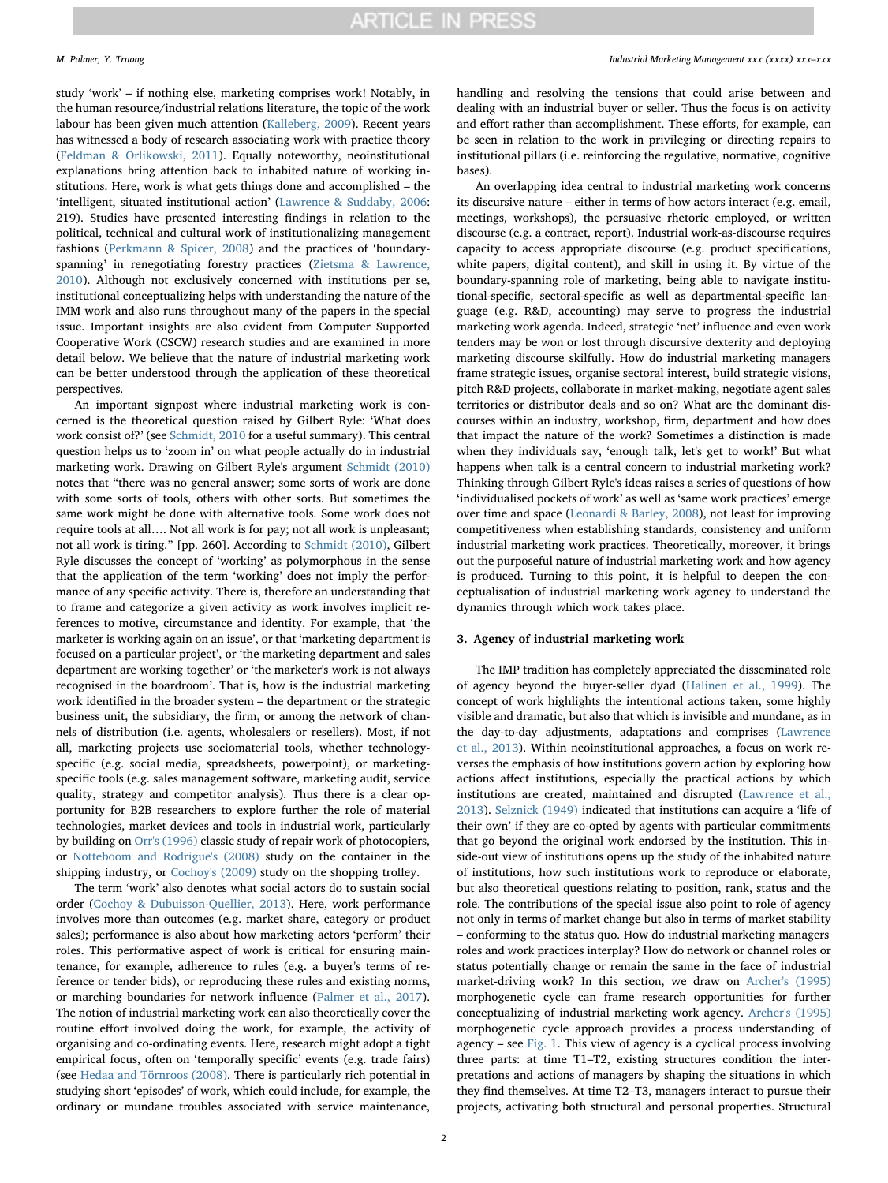study 'work' – if nothing else, marketing comprises work! Notably, in the human resource/industrial relations literature, the topic of the work labour has been given much attention (Kalleberg, 2009). Recent years has witnessed a body of research associating work with practice theory (Feldman & Orlikowski, 2011). Equally noteworthy, neoinstitutional explanations bring attention back to inhabited nature of working institutions. Here, work is what gets things done and accomplished – the 'intelligent, situated institutional action' (Lawrence & Suddaby, 2006: 219). Studies have presented interesting findings in relation to the political, technical and cultural work of institutionalizing management fashions (Perkmann & Spicer, 2008) and the practices of 'boundary-spanning' in renegotiating forestry practices (Zietsma & Lawrence, 2010). Although not exclusively concerned with institutions per se, institutional conceptualizing helps with understanding the nature of the IMM work and also runs throughout many of the papers in the special issue. Important insights are also evident from Computer Supported Cooperative Work (CSCW) research studies and are examined in more detail below. We believe that the nature of industrial marketing work can be better understood through the application of these theoretical perspectives.

An important signpost where industrial marketing work is concerned is the theoretical question raised by Gilbert Ryle: 'What does work consist of?' (see Schmidt, 2010 for a useful summary). This central question helps us to 'zoom in' on what people actually do in industrial marketing work. Drawing on Gilbert Ryle's argument Schmidt (2010) notes that "there was no general answer; some sorts of work are done with some sorts of tools, others with other sorts. But sometimes the same work might be done with alternative tools. Some work does not require tools at all…. Not all work is for pay; not all work is unpleasant; not all work is tiring." [pp. 260]. According to Schmidt (2010), Gilbert Ryle discusses the concept of 'working' as polymorphous in the sense that the application of the term 'working' does not imply the performance of any specific activity. There is, therefore an understanding that to frame and categorize a given activity as work involves implicit references to motive, circumstance and identity. For example, that 'the marketer is working again on an issue', or that 'marketing department is focused on a particular project', or 'the marketing department and sales department are working together' or 'the marketer's work is not always recognised in the boardroom'. That is, how is the industrial marketing work identified in the broader system – the department or the strategic business unit, the subsidiary, the firm, or among the network of channels of distribution (i.e. agents, wholesalers or resellers). Most, if not all, marketing projects use sociomaterial tools, whether technology-specific (e.g. social media, spreadsheets, powerpoint), or marketing-specific tools (e.g. sales management software, marketing audit, service quality, strategy and competitor analysis). Thus there is a clear opportunity for B2B researchers to explore further the role of material technologies, market devices and tools in industrial work, particularly by building on Orr's (1996) classic study of repair work of photocopiers, or Notteboom and Rodrigue's (2008) study on the container in the shipping industry, or Cochoy's (2009) study on the shopping trolley.

The term 'work' also denotes what social actors do to sustain social order (Cochoy & Dubuisson-Quellier, 2013). Here, work performance involves more than outcomes (e.g. market share, category or product sales); performance is also about how marketing actors 'perform' their roles. This performative aspect of work is critical for ensuring maintenance, for example, adherence to rules (e.g. a buyer's terms of reference or tender bids), or reproducing these rules and existing norms, or marching boundaries for network influence (Palmer et al., 2017). The notion of industrial marketing work can also theoretically cover the routine effort involved doing the work, for example, the activity of organising and co-ordinating events. Here, research might adopt a tight empirical focus, often on 'temporally specific' events (e.g. trade fairs) (see Hedaa and Törnroos (2008). There is particularly rich potential in studying short 'episodes' of work, which could include, for example, the ordinary or mundane troubles associated with service maintenance, handling and resolving the tensions that could arise between and dealing with an industrial buyer or seller. Thus the focus is on activity and effort rather than accomplishment. These efforts, for example, can be seen in relation to the work in privileging or directing repairs to institutional pillars (i.e. reinforcing the regulative, normative, cognitive bases).

An overlapping idea central to industrial marketing work concerns its discursive nature – either in terms of how actors interact (e.g. email, meetings, workshops), the persuasive rhetoric employed, or written discourse (e.g. a contract, report). Industrial work-as-discourse requires capacity to access appropriate discourse (e.g. product specifications, white papers, digital content), and skill in using it. By virtue of the boundary-spanning role of marketing, being able to navigate institutional-specific, sectoral-specific as well as departmental-specific language (e.g. R&D, accounting) may serve to progress the industrial marketing work agenda. Indeed, strategic 'net' influence and even work tenders may be won or lost through discursive dexterity and deploying marketing discourse skilfully. How do industrial marketing managers frame strategic issues, organise sectoral interest, build strategic visions, pitch R&D projects, collaborate in market-making, negotiate agent sales territories or distributor deals and so on? What are the dominant discourses within an industry, workshop, firm, department and how does that impact the nature of the work? Sometimes a distinction is made when they individuals say, 'enough talk, let's get to work!' But what happens when talk is a central concern to industrial marketing work? Thinking through Gilbert Ryle's ideas raises a series of questions of how 'individualised pockets of work' as well as 'same work practices' emerge over time and space (Leonardi & Barley, 2008), not least for improving competitiveness when establishing standards, consistency and uniform industrial marketing work practices. Theoretically, moreover, it brings out the purposeful nature of industrial marketing work and how agency is produced. Turning to this point, it is helpful to deepen the conceptualisation of industrial marketing work agency to understand the dynamics through which work takes place.

## 3. Agency of industrial marketing work

The IMP tradition has completely appreciated the disseminated role of agency beyond the buyer-seller dyad (Halinen et al., 1999). The concept of work highlights the intentional actions taken, some highly visible and dramatic, but also that which is invisible and mundane, as in the day-to-day adjustments, adaptations and comprises (Lawrence et al., 2013). Within neoinstitutional approaches, a focus on work reverses the emphasis of how institutions govern action by exploring how actions affect institutions, especially the practical actions by which institutions are created, maintained and disrupted (Lawrence et al., 2013). Selznick (1949) indicated that institutions can acquire a 'life of their own' if they are co-opted by agents with particular commitments that go beyond the original work endorsed by the institution. This inside-out view of institutions opens up the study of the inhabited nature of institutions, how such institutions work to reproduce or elaborate, but also theoretical questions relating to position, rank, status and the role. The contributions of the special issue also point to role of agency not only in terms of market change but also in terms of market stability – conforming to the status quo. How do industrial marketing managers' roles and work practices interplay? How do network or channel roles or status potentially change or remain the same in the face of industrial market-driving work? In this section, we draw on Archer's (1995) morphogenetic cycle can frame research opportunities for further conceptualizing of industrial marketing work agency. Archer's (1995) morphogenetic cycle approach provides a process understanding of agency – see Fig. 1. This view of agency is a cyclical process involving three parts: at time T1–T2, existing structures condition the interpretations and actions of managers by shaping the situations in which they find themselves. At time T2–T3, managers interact to pursue their projects, activating both structural and personal properties. Structural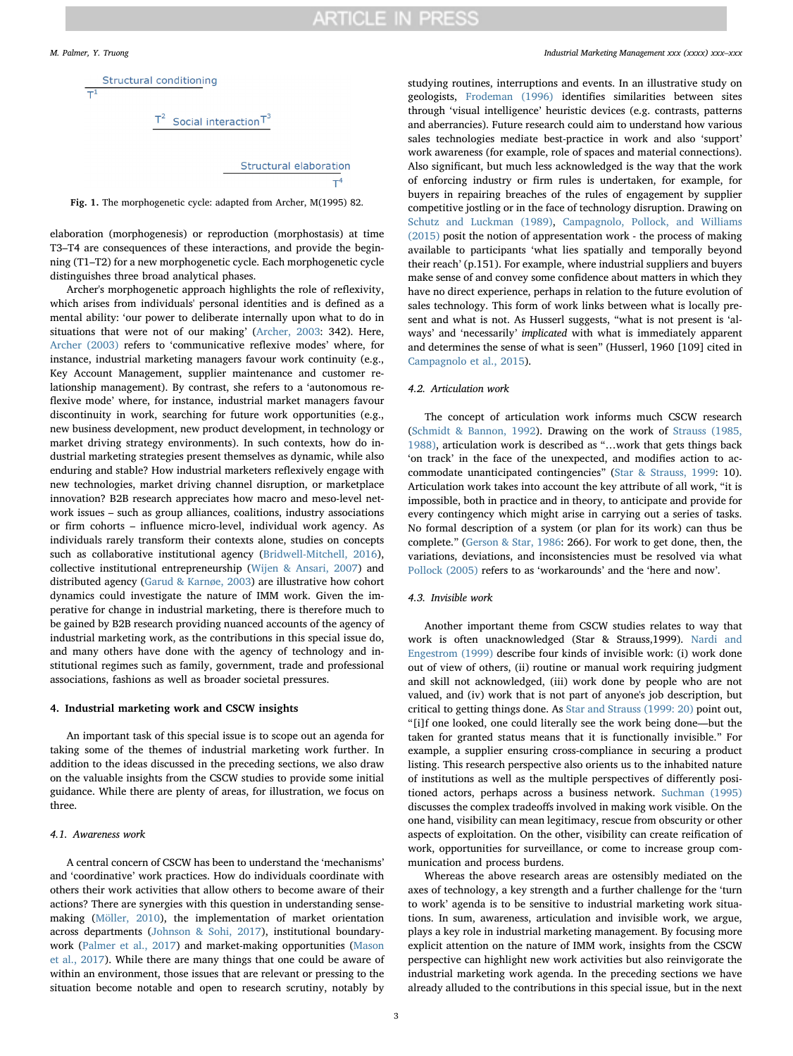Structural conditioning

$T^1$

$T^2$ Social interaction $T^3$

Structural elaboration

$T^4$

**Fig. 1.** The morphogenetic cycle: adapted from Archer, M(1995) 82.

elaboration (morphogenesis) or reproduction (morphostasis) at time T3–T4 are consequences of these interactions, and provide the beginning (T1–T2) for a new morphogenetic cycle. Each morphogenetic cycle distinguishes three broad analytical phases.

Archer's morphogenetic approach highlights the role of reflexivity, which arises from individuals' personal identities and is defined as a mental ability: 'our power to deliberate internally upon what to do in situations that were not of our making' (Archer, 2003: 342). Here, Archer (2003) refers to 'communicative reflexive modes' where, for instance, industrial marketing managers favour work continuity (e.g., Key Account Management, supplier maintenance and customer relationship management). By contrast, she refers to a 'autonomous reflexive mode' where, for instance, industrial market managers favour discontinuity in work, searching for future work opportunities (e.g., new business development, new product development, in technology or market driving strategy environments). In such contexts, how do industrial marketing strategies present themselves as dynamic, while also enduring and stable? How industrial marketers reflexively engage with new technologies, market driving channel disruption, or marketplace innovation? B2B research appreciates how macro and meso-level network issues – such as group alliances, coalitions, industry associations or firm cohorts – influence micro-level, individual work agency. As individuals rarely transform their contexts alone, studies on concepts such as collaborative institutional agency (Bridwell-Mitchell, 2016), collective institutional entrepreneurship (Wijen & Ansari, 2007) and distributed agency (Garud & Karnøe, 2003) are illustrative how cohort dynamics could investigate the nature of IMM work. Given the imperative for change in industrial marketing, there is therefore much to be gained by B2B research providing nuanced accounts of the agency of industrial marketing work, as the contributions in this special issue do, and many others have done with the agency of technology and institutional regimes such as family, government, trade and professional associations, fashions as well as broader societal pressures.

## 4. Industrial marketing work and CSCW insights

An important task of this special issue is to scope out an agenda for taking some of the themes of industrial marketing work further. In addition to the ideas discussed in the preceding sections, we also draw on the valuable insights from the CSCW studies to provide some initial guidance. While there are plenty of areas, for illustration, we focus on three.

### 4.1. Awareness work

A central concern of CSCW has been to understand the 'mechanisms' and 'coordinative' work practices. How do individuals coordinate with others their work activities that allow others to become aware of their actions? There are synergies with this question in understanding sense-making (Möller, 2010), the implementation of market orientation across departments (Johnson & Sohi, 2017), institutional boundary-work (Palmer et al., 2017) and market-making opportunities (Mason et al., 2017). While there are many things that one could be aware of within an environment, those issues that are relevant or pressing to the situation become notable and open to research scrutiny, notably by studying routines, interruptions and events. In an illustrative study on geologists, Frodeman (1996) identifies similarities between sites through 'visual intelligence' heuristic devices (e.g. contrasts, patterns and aberrancies). Future research could aim to understand how various sales technologies mediate best-practice in work and also 'support' work awareness (for example, role of spaces and material connections). Also significant, but much less acknowledged is the way that the work of enforcing industry or firm rules is undertaken, for example, for buyers in repairing breaches of the rules of engagement by supplier competitive jostling or in the face of technology disruption. Drawing on Schutz and Luckman (1989), Campagnolo, Pollock, and Williams (2015) posit the notion of appresentation work - the process of making available to participants 'what lies spatially and temporally beyond their reach' (p.151). For example, where industrial suppliers and buyers make sense of and convey some confidence about matters in which they have no direct experience, perhaps in relation to the future evolution of sales technology. This form of work links between what is locally present and what is not. As Husserl suggests, "what is not present is 'always' and 'necessarily' *implicated* with what is immediately apparent and determines the sense of what is seen" (Husserl, 1960 [109] cited in Campagnolo et al., 2015).

### 4.2. Articulation work

The concept of articulation work informs much CSCW research (Schmidt & Bannon, 1992). Drawing on the work of Strauss (1985, 1988), articulation work is described as "…work that gets things back 'on track' in the face of the unexpected, and modifies action to accommodate unanticipated contingencies" (Star & Strauss, 1999: 10). Articulation work takes into account the key attribute of all work, "it is impossible, both in practice and in theory, to anticipate and provide for every contingency which might arise in carrying out a series of tasks. No formal description of a system (or plan for its work) can thus be complete." (Gerson & Star, 1986: 266). For work to get done, then, the variations, deviations, and inconsistencies must be resolved via what Pollock (2005) refers to as 'workarounds' and the 'here and now'.

### 4.3. Invisible work

Another important theme from CSCW studies relates to way that work is often unacknowledged (Star & Strauss,1999). Nardi and Engestrom (1999) describe four kinds of invisible work: (i) work done out of view of others, (ii) routine or manual work requiring judgment and skill not acknowledged, (iii) work done by people who are not valued, and (iv) work that is not part of anyone's job description, but critical to getting things done. As Star and Strauss (1999: 20) point out, "[i]f one looked, one could literally see the work being done—but the taken for granted status means that it is functionally invisible." For example, a supplier ensuring cross-compliance in securing a product listing. This research perspective also orients us to the inhabited nature of institutions as well as the multiple perspectives of differently positioned actors, perhaps across a business network. Suchman (1995) discusses the complex tradeoffs involved in making work visible. On the one hand, visibility can mean legitimacy, rescue from obscurity or other aspects of exploitation. On the other, visibility can create reification of work, opportunities for surveillance, or come to increase group communication and process burdens.

Whereas the above research areas are ostensibly mediated on the axes of technology, a key strength and a further challenge for the 'turn to work' agenda is to be sensitive to industrial marketing work situations. In sum, awareness, articulation and invisible work, we argue, plays a key role in industrial marketing management. By focusing more explicit attention on the nature of IMM work, insights from the CSCW perspective can highlight new work activities but also reinvigorate the industrial marketing work agenda. In the preceding sections we have already alluded to the contributions in this special issue, but in the next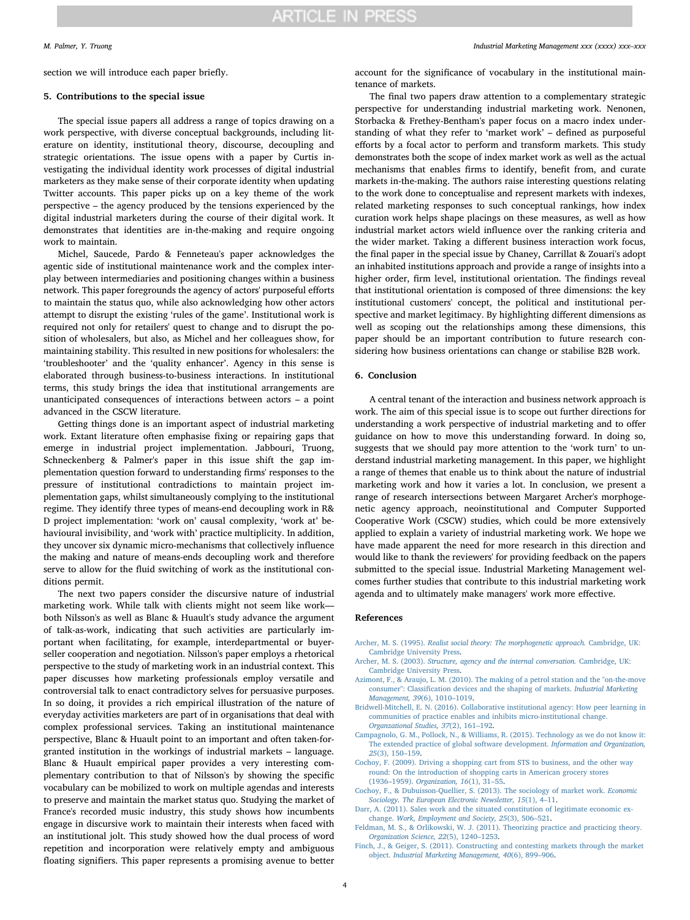section we will introduce each paper briefly.

## 5. Contributions to the special issue

The special issue papers all address a range of topics drawing on a work perspective, with diverse conceptual backgrounds, including literature on identity, institutional theory, discourse, decoupling and strategic orientations. The issue opens with a paper by Curtis investigating the individual identity work processes of digital industrial marketers as they make sense of their corporate identity when updating Twitter accounts. This paper picks up on a key theme of the work perspective – the agency produced by the tensions experienced by the digital industrial marketers during the course of their digital work. It demonstrates that identities are in-the-making and require ongoing work to maintain.

Michel, Saucede, Pardo & Fenneteau's paper acknowledges the agentic side of institutional maintenance work and the complex interplay between intermediaries and positioning changes within a business network. This paper foregrounds the agency of actors' purposeful efforts to maintain the status quo, while also acknowledging how other actors attempt to disrupt the existing 'rules of the game'. Institutional work is required not only for retailers' quest to change and to disrupt the position of wholesalers, but also, as Michel and her colleagues show, for maintaining stability. This resulted in new positions for wholesalers: the 'troubleshooter' and the 'quality enhancer'. Agency in this sense is elaborated through business-to-business interactions. In institutional terms, this study brings the idea that institutional arrangements are unanticipated consequences of interactions between actors – a point advanced in the CSCW literature.

Getting things done is an important aspect of industrial marketing work. Extant literature often emphasise fixing or repairing gaps that emerge in industrial project implementation. Jabbouri, Truong, Schneckenberg & Palmer's paper in this issue shift the gap implementation question forward to understanding firms' responses to the pressure of institutional contradictions to maintain project implementation gaps, whilst simultaneously complying to the institutional regime. They identify three types of means-end decoupling work in R&D project implementation: 'work on' causal complexity, 'work at' behavioural invisibility, and 'work with' practice multiplicity. In addition, they uncover six dynamic micro-mechanisms that collectively influence the making and nature of means-ends decoupling work and therefore serve to allow for the fluid switching of work as the institutional conditions permit.

The next two papers consider the discursive nature of industrial marketing work. While talk with clients might not seem like work—both Nilsson's as well as Blanc & Huault's study advance the argument of talk-as-work, indicating that such activities are particularly important when facilitating, for example, interdepartmental or buyer-seller cooperation and negotiation. Nilsson's paper employs a rhetorical perspective to the study of marketing work in an industrial context. This paper discusses how marketing professionals employ versatile and controversial talk to enact contradictory selves for persuasive purposes. In so doing, it provides a rich empirical illustration of the nature of everyday activities marketers are part of in organisations that deal with complex professional services. Taking an institutional maintenance perspective, Blanc & Huault point to an important and often taken-for-granted institution in the workings of industrial markets – language. Blanc & Huault empirical paper provides a very interesting complementary contribution to that of Nilsson's by showing the specific vocabulary can be mobilized to work on multiple agendas and interests to preserve and maintain the market status quo. Studying the market of France's recorded music industry, this study shows how incumbents engage in discursive work to maintain their interests when faced with an institutional jolt. This study showed how the dual process of word repetition and incorporation were relatively empty and ambiguous floating signifiers. This paper represents a promising avenue to better account for the significance of vocabulary in the institutional maintenance of markets.

The final two papers draw attention to a complementary strategic perspective for understanding industrial marketing work. Nenonen, Storbacka & Frethey-Bentham's paper focus on a macro index understanding of what they refer to 'market work' – defined as purposeful efforts by a focal actor to perform and transform markets. This study demonstrates both the scope of index market work as well as the actual mechanisms that enables firms to identify, benefit from, and curate markets in-the-making. The authors raise interesting questions relating to the work done to conceptualise and represent markets with indexes, related marketing responses to such conceptual rankings, how index curation work helps shape placings on these measures, as well as how industrial market actors wield influence over the ranking criteria and the wider market. Taking a different business interaction work focus, the final paper in the special issue by Chaney, Carrillat & Zouari's adopt an inhabited institutions approach and provide a range of insights into a higher order, firm level, institutional orientation. The findings reveal that institutional orientation is composed of three dimensions: the key institutional customers' concept, the political and institutional perspective and market legitimacy. By highlighting different dimensions as well as scoping out the relationships among these dimensions, this paper should be an important contribution to future research considering how business orientations can change or stabilise B2B work.

## 6. Conclusion

A central tenant of the interaction and business network approach is work. The aim of this special issue is to scope out further directions for understanding a work perspective of industrial marketing and to offer guidance on how to move this understanding forward. In doing so, suggests that we should pay more attention to the 'work turn' to understand industrial marketing management. In this paper, we highlight a range of themes that enable us to think about the nature of industrial marketing work and how it varies a lot. In conclusion, we present a range of research intersections between Margaret Archer's morphogenetic agency approach, neoinstitutional and Computer Supported Cooperative Work (CSCW) studies, which could be more extensively applied to explain a variety of industrial marketing work. We hope we have made apparent the need for more research in this direction and would like to thank the reviewers' for providing feedback on the papers submitted to the special issue. Industrial Marketing Management welcomes further studies that contribute to this industrial marketing work agenda and to ultimately make managers' work more effective.

## References

Archer, M. S. (1995). *Realist social theory: The morphogenetic approach.* Cambridge, UK: Cambridge University Press.

Archer, M. S. (2003). *Structure, agency and the internal conversation.* Cambridge, UK: Cambridge University Press.

Azimont, F., & Araujo, L. M. (2010). The making of a petrol station and the "on-the-move consumer": Classification devices and the shaping of markets. *Industrial Marketing Management, 39*(6), 1010–1019.

Bridwell-Mitchell, E. N. (2016). Collaborative institutional agency: How peer learning in communities of practice enables and inhibits micro-institutional change. *Organizational Studies, 37*(2), 161–192.

Campagnolo, G. M., Pollock, N., & Williams, R. (2015). Technology as we do not know it: The extended practice of global software development. *Information and Organization, 25*(3), 150–159.

Cochoy, F. (2009). Driving a shopping cart from STS to business, and the other way round: On the introduction of shopping carts in American grocery stores (1936–1959). *Organization, 16*(1), 31–55.

Cochoy, F., & Dubuisson-Quellier, S. (2013). The sociology of market work. *Economic Sociology. The European Electronic Newsletter, 15*(1), 4–11.

Darr, A. (2011). Sales work and the situated constitution of legitimate economic exchange. *Work, Employment and Society, 25*(3), 506–521.

Feldman, M. S., & Orlikowski, W. J. (2011). Theorizing practice and practicing theory. *Organization Science, 22*(5), 1240–1253.

Finch, J., & Geiger, S. (2011). Constructing and contesting markets through the market object. *Industrial Marketing Management, 40*(6), 899–906.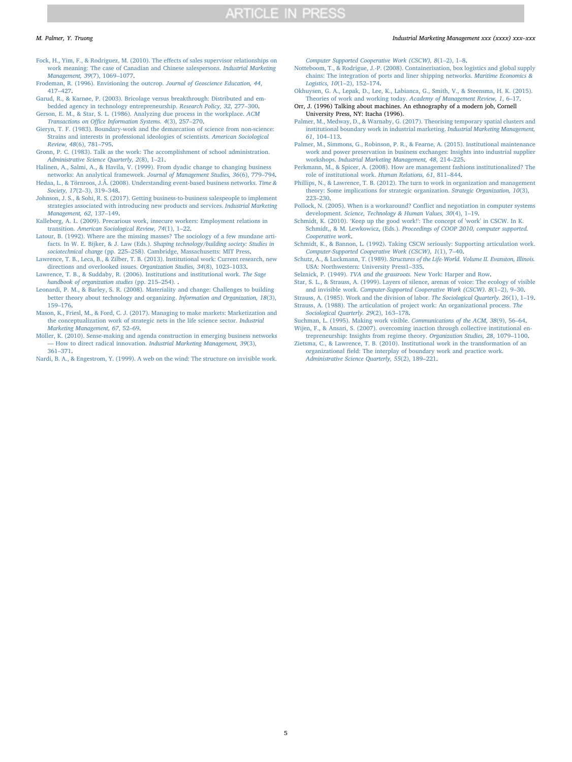Fock, H., Yim, F., & Rodriguez, M. (2010). The effects of sales supervisor relationships on work meaning: The case of Canadian and Chinese salespersons. *Industrial Marketing Management, 39*(7), 1069–1077.

Frodeman, R. (1996). Envisioning the outcrop. *Journal of Geoscience Education, 44*, 417–427.

Garud, R., & Karnøe, P. (2003). Bricolage versus breakthrough: Distributed and embedded agency in technology entrepreneurship. *Research Policy, 32*, 277–300.

Gerson, E. M., & Star, S. L. (1986). Analyzing due process in the workplace. *ACM Transactions on Office Information Systems. 4*(3), 257–270.

Gieryn, T. F. (1983). Boundary-work and the demarcation of science from non-science: Strains and interests in professional ideologies of scientists. *American Sociological Review, 48*(6), 781–795.

Gronn, P. C. (1983). Talk as the work: The accomplishment of school administration. *Administrative Science Quarterly, 2*(8), 1–21.

Halinen, A., Salmi, A., & Havila, V. (1999). From dyadic change to changing business networks: An analytical framework. *Journal of Management Studies, 36*(6), 779–794.

Hedaa, L., & Törnroos, J.Å. (2008). Understanding event-based business networks. *Time & Society, 17*(2–3), 319–348.

Johnson, J. S., & Sohi, R. S. (2017). Getting business-to-business salespeople to implement strategies associated with introducing new products and services. *Industrial Marketing Management, 62*, 137–149.

Kalleberg, A. L. (2009). Precarious work, insecure workers: Employment relations in transition. *American Sociological Review, 74*(1), 1–22.

Latour, B. (1992). Where are the missing masses? The sociology of a few mundane artifacts. In W. E. Bijker, & J. Law (Eds.). *Shaping technology/building society: Studies in sociotechnical change* (pp. 225–258). Cambridge, Massachusetts: MIT Press.

Lawrence, T. B., Leca, B., & Zilber, T. B. (2013). Institutional work: Current research, new directions and overlooked issues. *Organization Studies, 34*(8), 1023–1033.

Lawrence, T. B., & Suddaby, R. (2006). Institutions and institutional work. *The Sage handbook of organization studies* (pp. 215–254). .

Leonardi, P. M., & Barley, S. R. (2008). Materiality and change: Challenges to building better theory about technology and organizing. *Information and Organization, 18*(3), 159–176.

Mason, K., Friesl, M., & Ford, C. J. (2017). Managing to make markets: Marketization and the conceptualization work of strategic nets in the life science sector. *Industrial Marketing Management, 67*, 52–69.

Möller, K. (2010). Sense-making and agenda construction in emerging business networks — How to direct radical innovation. *Industrial Marketing Management, 39*(3), 361–371.

Nardi, B. A., & Engestrom, Y. (1999). A web on the wind: The structure on invisible work. *Computer Supported Cooperative Work (CSCW), 8*(1–2), 1–8.

Notteboom, T., & Rodrigue, J.-P. (2008). Containerisation, box logistics and global supply chains: The integration of ports and liner shipping networks. *Maritime Economics & Logistics, 10*(1–2), 152–174.

Okhuysen, G. A., Lepak, D., Lee, K., Labianca, G., Smith, V., & Steensma, H. K. (2015). Theories of work and working today. *Academy of Management Review, 1*, 6–17.

Orr, J. (1996) Talking about machines. An ethnography of a modern job, Cornell University Press, NY: Itacha (1996).

Palmer, M., Medway, D., & Warnaby, G. (2017). Theorising temporary spatial clusters and institutional boundary work in industrial marketing. *Industrial Marketing Management, 61*, 104–113.

Palmer, M., Simmons, G., Robinson, P. R., & Fearne, A. (2015). Institutional maintenance work and power preservation in business exchanges: Insights into industrial supplier workshops. *Industrial Marketing Management, 48*, 214–225.

Perkmann, M., & Spicer, A. (2008). How are management fashions institutionalized? The role of institutional work. *Human Relations, 61*, 811–844.

Phillips, N., & Lawrence, T. B. (2012). The turn to work in organization and management theory: Some implications for strategic organization. *Strategic Organization, 10*(3), 223–230.

Pollock, N. (2005). When is a workaround? Conflict and negotiation in computer systems development. *Science, Technology & Human Values, 30*(4), 1–19.

Schmidt, K. (2010). 'Keep up the good work!': The concept of 'work' in CSCW. In K. Schmidt,, & M. Lewkowicz, (Eds.). *Proceedings of COOP 2010, computer supported. Cooperative work*.

Schmidt, K., & Bannon, L. (1992). Taking CSCW seriously: Supporting articulation work. *Computer-Supported Cooperative Work (CSCW), 1*(1), 7–40.

Schutz, A., & Luckmann, T. (1989). *Structures of the Life-World. Volume II. Evanston, Illinois.* USA: Northwestern: University Press1–335.

Selznick, P. (1949). *TVA and the grassroots.* New York: Harper and Row.

Star, S. L., & Strauss, A. (1999). Layers of silence, arenas of voice: The ecology of visible and invisible work. *Computer-Supported Cooperative Work (CSCW). 8*(1–2), 9–30.

Strauss, A. (1985). Work and the division of labor. *The Sociological Quarterly. 26*(1), 1–19.

Strauss, A. (1988). The articulation of project work: An organizational process. *The Sociological Quarterly. 29*(2), 163–178.

Suchman, L. (1995). Making work visible. *Communications of the ACM, 38*(9), 56–64.

Wijen, F., & Ansari, S. (2007). overcoming inaction through collective institutional entrepreneurship: Insights from regime theory. *Organization Studies, 28*, 1079–1100.

Zietsma, C., & Lawrence, T. B. (2010). Institutional work in the transformation of an organizational field: The interplay of boundary work and practice work. *Administrative Science Quarterly, 55*(2), 189–221.